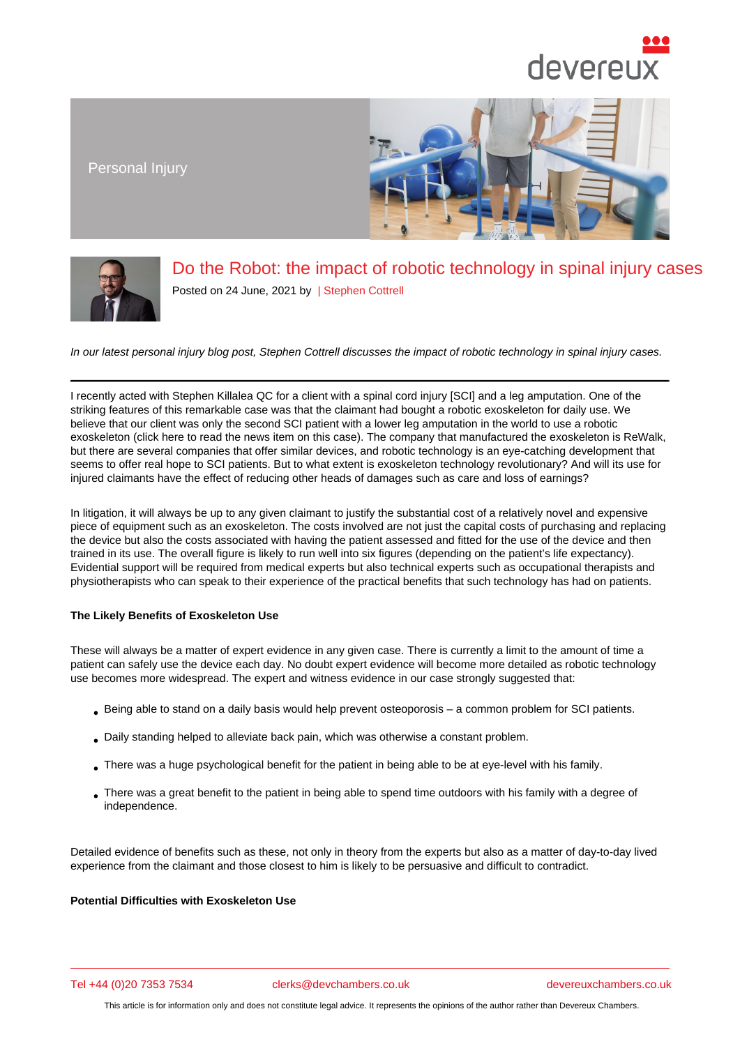Personal Injury

# Do the Robot: the impact of robotic technology in spinal injury cases

Posted on 24 June, 2021 by | Stephen Cottrell

*In our latest personal injury blog post, Stephen Cottrell discusses the impact of robotic technology in spinal injury cases.*

I recently acted with Stephen Killalea QC for a client with a spinal cord injury [SCI] and a leg amputation. One of the striking features of this remarkable case was that the claimant had bought a robotic exoskeleton for daily use. We believe that our client was only the second SCI patient with a lower leg amputation in the world to use a robotic exoskeleton (click here to read the news item on this case). The company that manufactured the exoskeleton is ReWalk, but there are several companies that offer similar devices, and robotic technology is an eye-catching development that seems to offer real hope to SCI patients. But to what extent is exoskeleton technology revolutionary? And will its use for injured claimants have the effect of reducing other heads of damages such as care and loss of earnings?

In litigation, it will always be up to any given claimant to justify the substantial cost of a relatively novel and expensive piece of equipment such as an exoskeleton. The costs involved are not just the capital costs of purchasing and replacing the device but also the costs associated with having the patient assessed and fitted for the use of the device and then trained in its use. The overall figure is likely to run well into six figures (depending on the patient's life expectancy). Evidential support will be required from medical experts but also technical experts such as occupational therapists and physiotherapists who can speak to their experience of the practical benefits that such technology has had on patients.

**The Likely Benefits of Exoskeleton Use**

These will always be a matter of expert evidence in any given case. There is currently a limit to the amount of time a patient can safely use the device each day. No doubt expert evidence will become more detailed as robotic technology use becomes more widespread. The expert and witness evidence in our case strongly suggested that:

- Being able to stand on a daily basis would help prevent osteoporosis – a common problem for SCI patients.
- Daily standing helped to alleviate back pain, which was otherwise a constant problem.
- There was a huge psychological benefit for the patient in being able to be at eye-level with his family.
- There was a great benefit to the patient in being able to spend time outdoors with his family with a degree of independence.

Detailed evidence of benefits such as these, not only in theory from the experts but also as a matter of day-to-day lived experience from the claimant and those closest to him is likely to be persuasive and difficult to contradict.

**Potential Difficulties with Exoskeleton Use**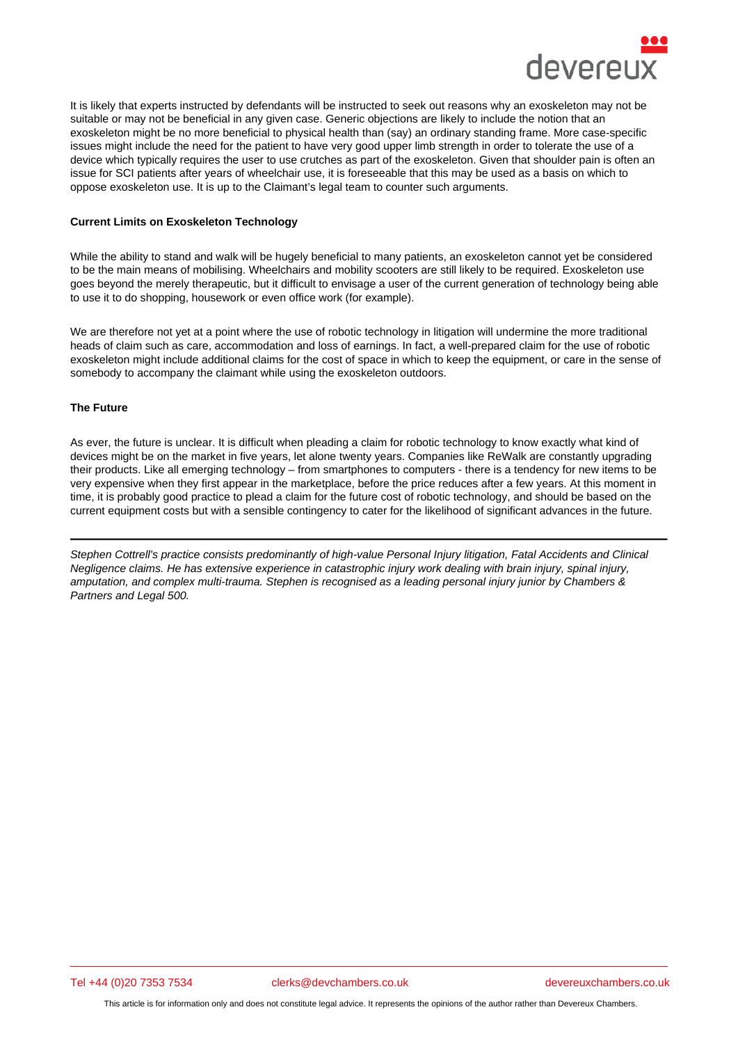It is likely that experts instructed by defendants will be instructed to seek out reasons why an exoskeleton may not be suitable or may not be beneficial in any given case. Generic objections are likely to include the notion that an exoskeleton might be no more beneficial to physical health than (say) an ordinary standing frame. More case-specific issues might include the need for the patient to have very good upper limb strength in order to tolerate the use of a device which typically requires the user to use crutches as part of the exoskeleton. Given that shoulder pain is often an issue for SCI patients after years of wheelchair use, it is foreseeable that this may be used as a basis on which to oppose exoskeleton use. It is up to the Claimant's legal team to counter such arguments.

**Current Limits on Exoskeleton Technology**

While the ability to stand and walk will be hugely beneficial to many patients, an exoskeleton cannot yet be considered to be the main means of mobilising. Wheelchairs and mobility scooters are still likely to be required. Exoskeleton use goes beyond the merely therapeutic, but it difficult to envisage a user of the current generation of technology being able to use it to do shopping, housework or even office work (for example).

We are therefore not yet at a point where the use of robotic technology in litigation will undermine the more traditional heads of claim such as care, accommodation and loss of earnings. In fact, a well-prepared claim for the use of robotic exoskeleton might include additional claims for the cost of space in which to keep the equipment, or care in the sense of somebody to accompany the claimant while using the exoskeleton outdoors.

**The Future**

As ever, the future is unclear. It is difficult when pleading a claim for robotic technology to know exactly what kind of devices might be on the market in five years, let alone twenty years. Companies like ReWalk are constantly upgrading their products. Like all emerging technology – from smartphones to computers - there is a tendency for new items to be very expensive when they first appear in the marketplace, before the price reduces after a few years. At this moment in time, it is probably good practice to plead a claim for the future cost of robotic technology, and should be based on the current equipment costs but with a sensible contingency to cater for the likelihood of significant advances in the future.

---

*Stephen Cottrell's practice consists predominantly of high-value Personal Injury litigation, Fatal Accidents and Clinical Negligence claims. He has extensive experience in catastrophic injury work dealing with brain injury, spinal injury, amputation, and complex multi-trauma. Stephen is recognised as a leading personal injury junior by Chambers & Partners and Legal 500.*